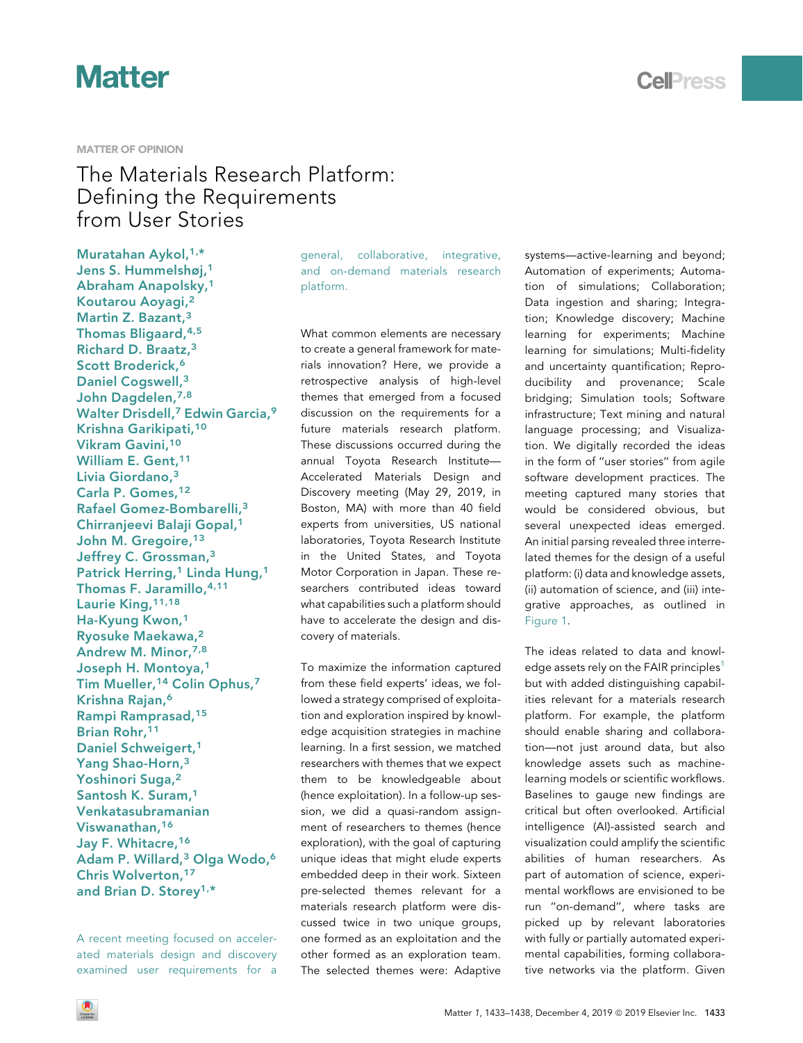MATTER OF OPINION

# The Materials Research Platform: Defining the Requirements from User Stories

Muratahan Aykol,[1,*] Jens S. Hummelshøj,[1] Abraham Anapolsky,[1] Koutarou Aoyagi,[2] Martin Z. Bazant,[3] Thomas Bligaard,[4,5] Richard D. Braatz,[3] Scott Broderick,[6] Daniel Cogswell,[3] John Dagdelen,[7,8] Walter Drisdell,[7] Edwin Garcia,[9] Krishna Garikipati,[10] Vikram Gavini,[10] William E. Gent,[11] Livia Giordano,[3] Carla P. Gomes,[12] Rafael Gomez-Bombarelli,[3] Chirranjeevi Balaji Gopal,[1] John M. Gregoire,[13] Jeffrey C. Grossman,[3] Patrick Herring,[1] Linda Hung,[1] Thomas F. Jaramillo,[4,11] Laurie King,[11,18] Ha-Kyung Kwon,[1] Ryosuke Maekawa,[2] Andrew M. Minor,[7,8] Joseph H. Montoya,[1] Tim Mueller,[14] Colin Ophus,[7] Krishna Rajan,[6] Rampi Ramprasad,[15] Brian Rohr,[11] Daniel Schweigert,[1] Yang Shao-Horn,[3] Yoshinori Suga,[2] Santosh K. Suram,[1] Venkatasubramanian Viswanathan,[16] Jay F. Whitacre,[16] Adam P. Willard,[3] Olga Wodo,[6] Chris Wolverton,[17] and Brian D. Storey[1,*]

A recent meeting focused on accelerated materials design and discovery examined user requirements for a general, collaborative, integrative, and on-demand materials research platform.

What common elements are necessary to create a general framework for materials innovation? Here, we provide a retrospective analysis of high-level themes that emerged from a focused discussion on the requirements for a future materials research platform. These discussions occurred during the annual Toyota Research Institute—Accelerated Materials Design and Discovery meeting (May 29, 2019, in Boston, MA) with more than 40 field experts from universities, US national laboratories, Toyota Research Institute in the United States, and Toyota Motor Corporation in Japan. These researchers contributed ideas toward what capabilities such a platform should have to accelerate the design and discovery of materials.

To maximize the information captured from these field experts' ideas, we followed a strategy comprised of exploitation and exploration inspired by knowledge acquisition strategies in machine learning. In a first session, we matched researchers with themes that we expect them to be knowledgeable about (hence exploitation). In a follow-up session, we did a quasi-random assignment of researchers to themes (hence exploration), with the goal of capturing unique ideas that might elude experts embedded deep in their work. Sixteen pre-selected themes relevant for a materials research platform were discussed twice in two unique groups, one formed as an exploitation and the other formed as an exploration team. The selected themes were: Adaptive systems—active-learning and beyond; Automation of experiments; Automation of simulations; Collaboration; Data ingestion and sharing; Integration; Knowledge discovery; Machine learning for experiments; Machine learning for simulations; Multi-fidelity and uncertainty quantification; Reproducibility and provenance; Scale bridging; Simulation tools; Software infrastructure; Text mining and natural language processing; and Visualization. We digitally recorded the ideas in the form of "user stories" from agile software development practices. The meeting captured many stories that would be considered obvious, but several unexpected ideas emerged. An initial parsing revealed three interrelated themes for the design of a useful platform: (i) data and knowledge assets, (ii) automation of science, and (iii) integrative approaches, as outlined in Figure 1.

The ideas related to data and knowledge assets rely on the FAIR principles[1] but with added distinguishing capabilities relevant for a materials research platform. For example, the platform should enable sharing and collaboration—not just around data, but also knowledge assets such as machine-learning models or scientific workflows. Baselines to gauge new findings are critical but often overlooked. Artificial intelligence (AI)-assisted search and visualization could amplify the scientific abilities of human researchers. As part of automation of science, experimental workflows are envisioned to be run "on-demand", where tasks are picked up by relevant laboratories with fully or partially automated experimental capabilities, forming collaborative networks via the platform. Given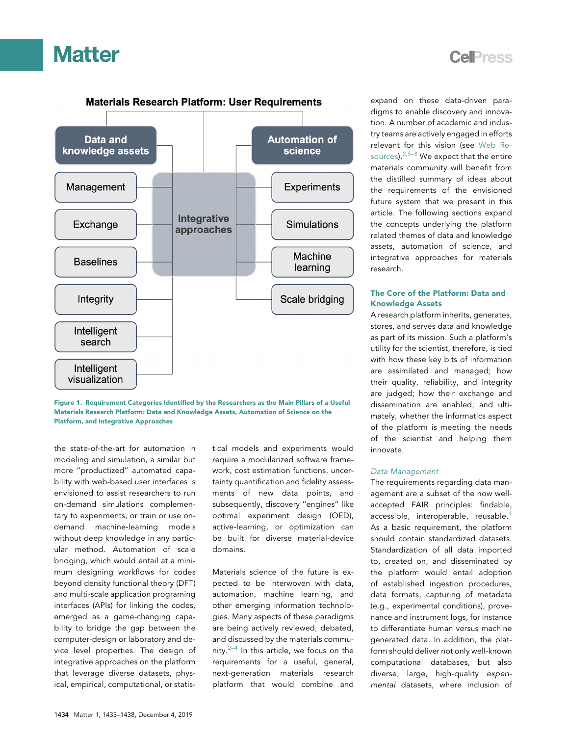**Materials Research Platform: User Requirements**

- Data and knowledge assets
  - Management
  - Exchange
  - Baselines
  - Integrity
  - Intelligent search
  - Intelligent visualization
- Integrative approaches
- Automation of science
  - Experiments
  - Simulations
  - Machine learning
  - Scale bridging

**Figure 1. Requirement Categories Identified by the Researchers as the Main Pillars of a Useful Materials Research Platform: Data and Knowledge Assets, Automation of Science on the Platform, and Integrative Approaches**

the state-of-the-art for automation in modeling and simulation, a similar but more "productized" automated capability with web-based user interfaces is envisioned to assist researchers to run on-demand simulations complementary to experiments, or train or use on-demand machine-learning models without deep knowledge in any particular method. Automation of scale bridging, which would entail at a minimum designing workflows for codes beyond density functional theory (DFT) and multi-scale application programing interfaces (APIs) for linking the codes, emerged as a game-changing capability to bridge the gap between the computer-design or laboratory and device level properties. The design of integrative approaches on the platform that leverage diverse datasets, physical, empirical, computational, or statistical models and experiments would require a modularized software framework, cost estimation functions, uncertainty quantification and fidelity assessments of new data points, and subsequently, discovery "engines" like optimal experiment design (OED), active-learning, or optimization can be built for diverse material-device domains.

Materials science of the future is expected to be interwoven with data, automation, machine learning, and other emerging information technologies. Many aspects of these paradigms are being actively reviewed, debated, and discussed by the materials community.[2–4] In this article, we focus on the requirements for a useful, general, next-generation materials research platform that would combine and expand on these data-driven paradigms to enable discovery and innovation. A number of academic and industry teams are actively engaged in efforts relevant for this vision (see Web Resources).[2,5–8] We expect that the entire materials community will benefit from the distilled summary of ideas about the requirements of the envisioned future system that we present in this article. The following sections expand the concepts underlying the platform related themes of data and knowledge assets, automation of science, and integrative approaches for materials research.

## The Core of the Platform: Data and Knowledge Assets

A research platform inherits, generates, stores, and serves data and knowledge as part of its mission. Such a platform's utility for the scientist, therefore, is tied with how these key bits of information are assimilated and managed; how their quality, reliability, and integrity are judged; how their exchange and dissemination are enabled; and ultimately, whether the informatics aspect of the platform is meeting the needs of the scientist and helping them innovate.

### *Data Management*

The requirements regarding data management are a subset of the now well-accepted FAIR principles: findable, accessible, interoperable, reusable.[1] As a basic requirement, the platform should contain standardized datasets. Standardization of all data imported to, created on, and disseminated by the platform would entail adoption of established ingestion procedures, data formats, capturing of metadata (e.g., experimental conditions), provenance and instrument logs, for instance to differentiate human versus machine generated data. In addition, the platform should deliver not only well-known computational databases, but also diverse, large, high-quality *experimental* datasets, where inclusion of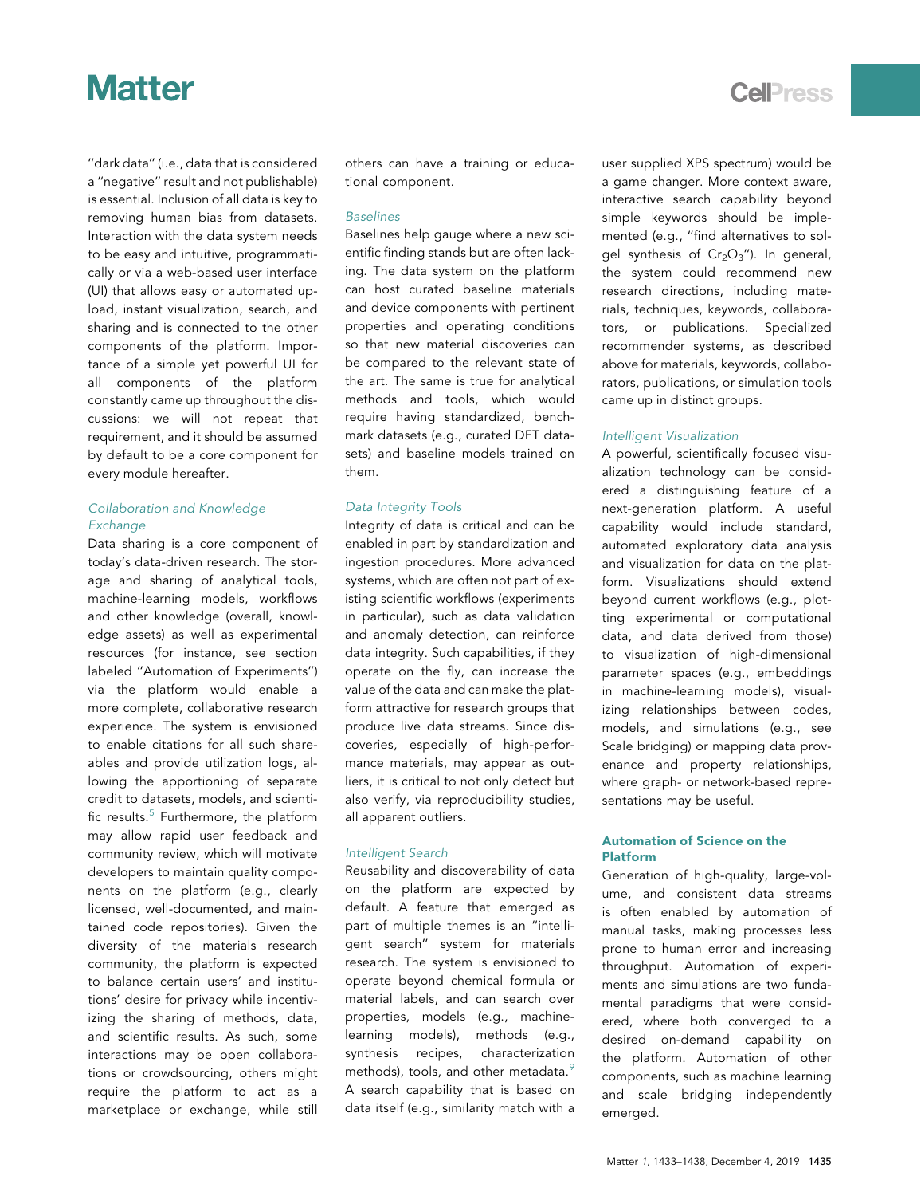"dark data" (i.e., data that is considered a "negative" result and not publishable) is essential. Inclusion of all data is key to removing human bias from datasets. Interaction with the data system needs to be easy and intuitive, programmatically or via a web-based user interface (UI) that allows easy or automated upload, instant visualization, search, and sharing and is connected to the other components of the platform. Importance of a simple yet powerful UI for all components of the platform constantly came up throughout the discussions: we will not repeat that requirement, and it should be assumed by default to be a core component for every module hereafter.

### *Collaboration and Knowledge Exchange*

Data sharing is a core component of today's data-driven research. The storage and sharing of analytical tools, machine-learning models, workflows and other knowledge (overall, knowledge assets) as well as experimental resources (for instance, see section labeled "Automation of Experiments") via the platform would enable a more complete, collaborative research experience. The system is envisioned to enable citations for all such shareables and provide utilization logs, allowing the apportioning of separate credit to datasets, models, and scientific results.[5] Furthermore, the platform may allow rapid user feedback and community review, which will motivate developers to maintain quality components on the platform (e.g., clearly licensed, well-documented, and maintained code repositories). Given the diversity of the materials research community, the platform is expected to balance certain users' and institutions' desire for privacy while incentivizing the sharing of methods, data, and scientific results. As such, some interactions may be open collaborations or crowdsourcing, others might require the platform to act as a marketplace or exchange, while still others can have a training or educational component.

### *Baselines*

Baselines help gauge where a new scientific finding stands but are often lacking. The data system on the platform can host curated baseline materials and device components with pertinent properties and operating conditions so that new material discoveries can be compared to the relevant state of the art. The same is true for analytical methods and tools, which would require having standardized, benchmark datasets (e.g., curated DFT datasets) and baseline models trained on them.

### *Data Integrity Tools*

Integrity of data is critical and can be enabled in part by standardization and ingestion procedures. More advanced systems, which are often not part of existing scientific workflows (experiments in particular), such as data validation and anomaly detection, can reinforce data integrity. Such capabilities, if they operate on the fly, can increase the value of the data and can make the platform attractive for research groups that produce live data streams. Since discoveries, especially of high-performance materials, may appear as outliers, it is critical to not only detect but also verify, via reproducibility studies, all apparent outliers.

### *Intelligent Search*

Reusability and discoverability of data on the platform are expected by default. A feature that emerged as part of multiple themes is an "intelligent search" system for materials research. The system is envisioned to operate beyond chemical formula or material labels, and can search over properties, models (e.g., machine-learning models), methods (e.g., synthesis recipes, characterization methods), tools, and other metadata.[9] A search capability that is based on data itself (e.g., similarity match with a user supplied XPS spectrum) would be a game changer. More context aware, interactive search capability beyond simple keywords should be implemented (e.g., "find alternatives to sol-gel synthesis of $Cr_2O_3$"). In general, the system could recommend new research directions, including materials, techniques, keywords, collaborators, or publications. Specialized recommender systems, as described above for materials, keywords, collaborators, publications, or simulation tools came up in distinct groups.

### *Intelligent Visualization*

A powerful, scientifically focused visualization technology can be considered a distinguishing feature of a next-generation platform. A useful capability would include standard, automated exploratory data analysis and visualization for data on the platform. Visualizations should extend beyond current workflows (e.g., plotting experimental or computational data, and data derived from those) to visualization of high-dimensional parameter spaces (e.g., embeddings in machine-learning models), visualizing relationships between codes, models, and simulations (e.g., see Scale bridging) or mapping data provenance and property relationships, where graph- or network-based representations may be useful.

## Automation of Science on the Platform

Generation of high-quality, large-volume, and consistent data streams is often enabled by automation of manual tasks, making processes less prone to human error and increasing throughput. Automation of experiments and simulations are two fundamental paradigms that were considered, where both converged to a desired on-demand capability on the platform. Automation of other components, such as machine learning and scale bridging independently emerged.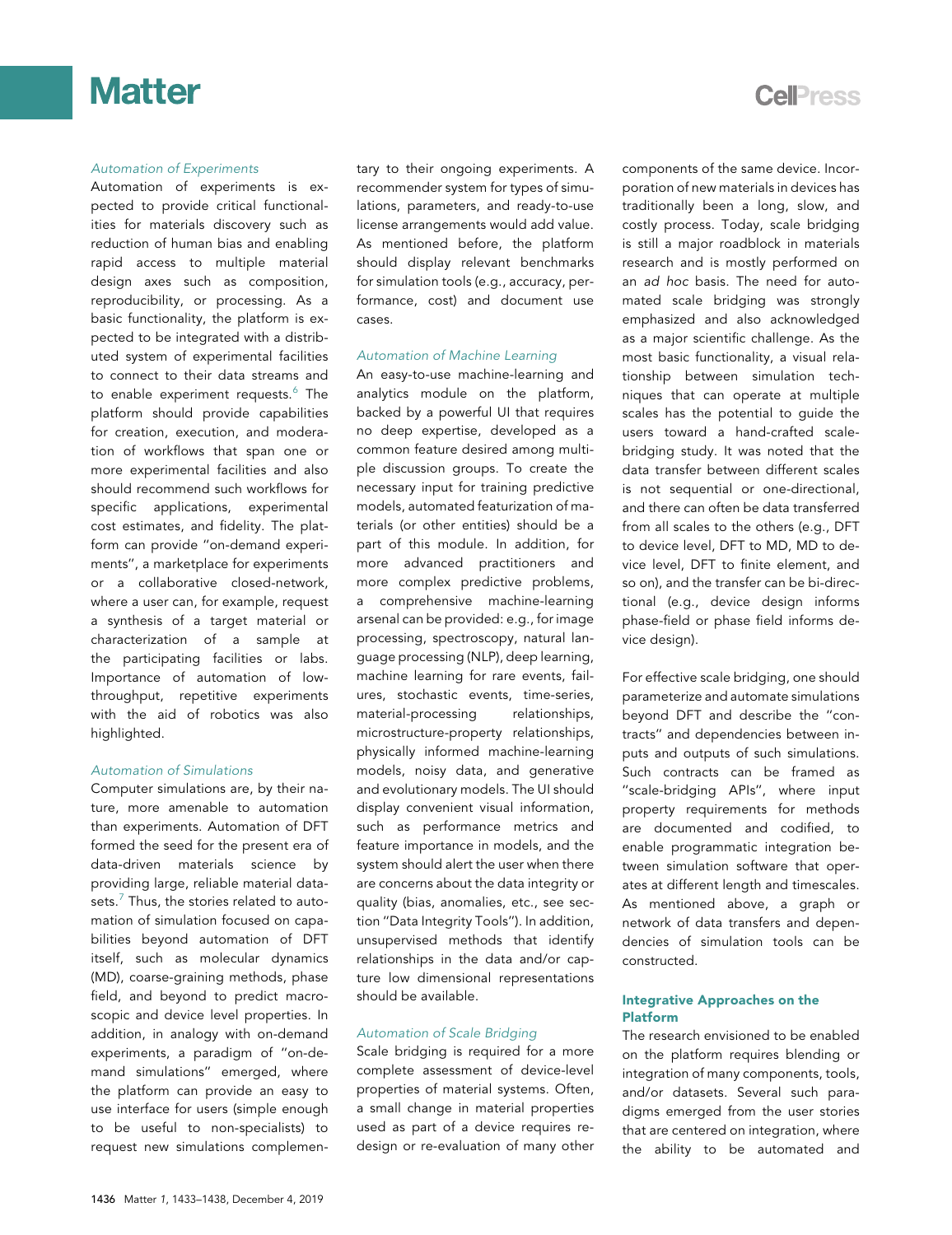### *Automation of Experiments*

Automation of experiments is expected to provide critical functionalities for materials discovery such as reduction of human bias and enabling rapid access to multiple material design axes such as composition, reproducibility, or processing. As a basic functionality, the platform is expected to be integrated with a distributed system of experimental facilities to connect to their data streams and to enable experiment requests.[6] The platform should provide capabilities for creation, execution, and moderation of workflows that span one or more experimental facilities and also should recommend such workflows for specific applications, experimental cost estimates, and fidelity. The platform can provide "on-demand experiments", a marketplace for experiments or a collaborative closed-network, where a user can, for example, request a synthesis of a target material or characterization of a sample at the participating facilities or labs. Importance of automation of low-throughput, repetitive experiments with the aid of robotics was also highlighted.

### *Automation of Simulations*

Computer simulations are, by their nature, more amenable to automation than experiments. Automation of DFT formed the seed for the present era of data-driven materials science by providing large, reliable material datasets.[7] Thus, the stories related to automation of simulation focused on capabilities beyond automation of DFT itself, such as molecular dynamics (MD), coarse-graining methods, phase field, and beyond to predict macroscopic and device level properties. In addition, in analogy with on-demand experiments, a paradigm of "on-demand simulations" emerged, where the platform can provide an easy to use interface for users (simple enough to be useful to non-specialists) to request new simulations complementary to their ongoing experiments. A recommender system for types of simulations, parameters, and ready-to-use license arrangements would add value. As mentioned before, the platform should display relevant benchmarks for simulation tools (e.g., accuracy, performance, cost) and document use cases.

### *Automation of Machine Learning*

An easy-to-use machine-learning and analytics module on the platform, backed by a powerful UI that requires no deep expertise, developed as a common feature desired among multiple discussion groups. To create the necessary input for training predictive models, automated featurization of materials (or other entities) should be a part of this module. In addition, for more advanced practitioners and more complex predictive problems, a comprehensive machine-learning arsenal can be provided: e.g., for image processing, spectroscopy, natural language processing (NLP), deep learning, machine learning for rare events, failures, stochastic events, time-series, material-processing relationships, microstructure-property relationships, physically informed machine-learning models, noisy data, and generative and evolutionary models. The UI should display convenient visual information, such as performance metrics and feature importance in models, and the system should alert the user when there are concerns about the data integrity or quality (bias, anomalies, etc., see section "Data Integrity Tools"). In addition, unsupervised methods that identify relationships in the data and/or capture low dimensional representations should be available.

### *Automation of Scale Bridging*

Scale bridging is required for a more complete assessment of device-level properties of material systems. Often, a small change in material properties used as part of a device requires redesign or re-evaluation of many other components of the same device. Incorporation of new materials in devices has traditionally been a long, slow, and costly process. Today, scale bridging is still a major roadblock in materials research and is mostly performed on an *ad hoc* basis. The need for automated scale bridging was strongly emphasized and also acknowledged as a major scientific challenge. As the most basic functionality, a visual relationship between simulation techniques that can operate at multiple scales has the potential to guide the users toward a hand-crafted scale-bridging study. It was noted that the data transfer between different scales is not sequential or one-directional, and there can often be data transferred from all scales to the others (e.g., DFT to device level, DFT to MD, MD to device level, DFT to finite element, and so on), and the transfer can be bi-directional (e.g., device design informs phase-field or phase field informs device design).

For effective scale bridging, one should parameterize and automate simulations beyond DFT and describe the "contracts" and dependencies between inputs and outputs of such simulations. Such contracts can be framed as "scale-bridging APIs", where input property requirements for methods are documented and codified, to enable programmatic integration between simulation software that operates at different length and timescales. As mentioned above, a graph or network of data transfers and dependencies of simulation tools can be constructed.

## Integrative Approaches on the Platform

The research envisioned to be enabled on the platform requires blending or integration of many components, tools, and/or datasets. Several such paradigms emerged from the user stories that are centered on integration, where the ability to be automated and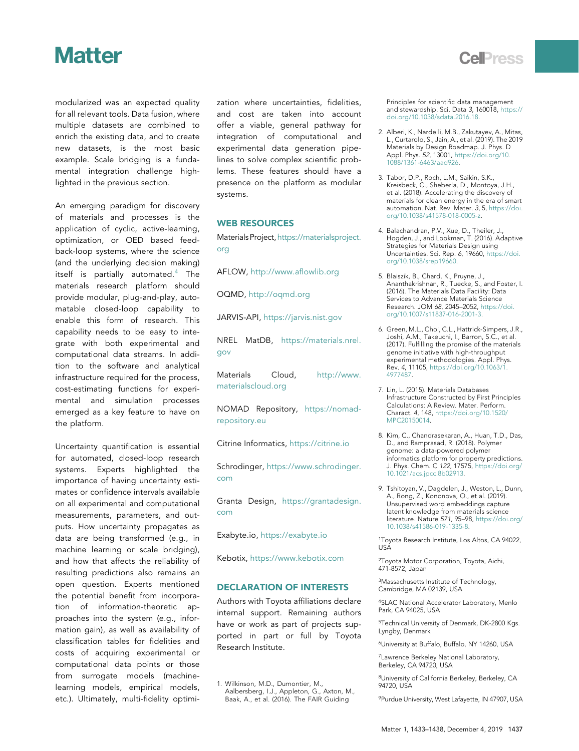modularized was an expected quality for all relevant tools. Data fusion, where multiple datasets are combined to enrich the existing data, and to create new datasets, is the most basic example. Scale bridging is a fundamental integration challenge highlighted in the previous section.

An emerging paradigm for discovery of materials and processes is the application of cyclic, active-learning, optimization, or OED based feedback-loop systems, where the science (and the underlying decision making) itself is partially automated.[4] The materials research platform should provide modular, plug-and-play, automatable closed-loop capability to enable this form of research. This capability needs to be easy to integrate with both experimental and computational data streams. In addition to the software and analytical infrastructure required for the process, cost-estimating functions for experimental and simulation processes emerged as a key feature to have on the platform.

Uncertainty quantification is essential for automated, closed-loop research systems. Experts highlighted the importance of having uncertainty estimates or confidence intervals available on all experimental and computational measurements, parameters, and outputs. How uncertainty propagates as data are being transformed (e.g., in machine learning or scale bridging), and how that affects the reliability of resulting predictions also remains an open question. Experts mentioned the potential benefit from incorporation of information-theoretic approaches into the system (e.g., information gain), as well as availability of classification tables for fidelities and costs of acquiring experimental or computational data points or those from surrogate models (machine-learning models, empirical models, etc.). Ultimately, multi-fidelity optimization where uncertainties, fidelities, and cost are taken into account offer a viable, general pathway for integration of computational and experimental data generation pipelines to solve complex scientific problems. These features should have a presence on the platform as modular systems.

## WEB RESOURCES

Materials Project, https://materialsproject.org

AFLOW, http://www.aflowlib.org

OQMD, http://oqmd.org

JARVIS-API, https://jarvis.nist.gov

NREL MatDB, https://materials.nrel.gov

Materials Cloud, http://www.materialscloud.org

NOMAD Repository, https://nomad-repository.eu

Citrine Informatics, https://citrine.io

Schrodinger, https://www.schrodinger.com

Granta Design, https://grantadesign.com

Exabyte.io, https://exabyte.io

Kebotix, https://www.kebotix.com

## DECLARATION OF INTERESTS

Authors with Toyota affiliations declare internal support. Remaining authors have or work as part of projects supported in part or full by Toyota Research Institute.

1. Wilkinson, M.D., Dumontier, M., Aalbersberg, I.J., Appleton, G., Axton, M., Baak, A., et al. (2016). The FAIR Guiding Principles for scientific data management and stewardship. Sci. Data *3*, 160018, https://doi.org/10.1038/sdata.2016.18.
2. Alberi, K., Nardelli, M.B., Zakutayev, A., Mitas, L., Curtarolo, S., Jain, A., et al. (2019). The 2019 Materials by Design Roadmap. J. Phys. D Appl. Phys. *52*, 13001, https://doi.org/10.1088/1361-6463/aad926.
3. Tabor, D.P., Roch, L.M., Saikin, S.K., Kreisbeck, C., Sheberla, D., Montoya, J.H., et al. (2018). Accelerating the discovery of materials for clean energy in the era of smart automation. Nat. Rev. Mater. *3*, 5, https://doi.org/10.1038/s41578-018-0005-z.
4. Balachandran, P.V., Xue, D., Theiler, J., Hogden, J., and Lookman, T. (2016). Adaptive Strategies for Materials Design using Uncertainties. Sci. Rep. *6*, 19660, https://doi.org/10.1038/srep19660.
5. Blaiszik, B., Chard, K., Pruyne, J., Ananthakrishnan, R., Tuecke, S., and Foster, I. (2016). The Materials Data Facility: Data Services to Advance Materials Science Research. JOM *68*, 2045–2052, https://doi.org/10.1007/s11837-016-2001-3.
6. Green, M.L., Choi, C.L., Hattrick-Simpers, J.R., Joshi, A.M., Takeuchi, I., Barron, S.C., et al. (2017). Fulfilling the promise of the materials genome initiative with high-throughput experimental methodologies. Appl. Phys. Rev. *4*, 11105, https://doi.org/10.1063/1.4977487.
7. Lin, L. (2015). Materials Databases Infrastructure Constructed by First Principles Calculations: A Review. Mater. Perform. Charact. *4*, 148, https://doi.org/10.1520/MPC20150014.
8. Kim, C., Chandrasekaran, A., Huan, T.D., Das, D., and Ramprasad, R. (2018). Polymer genome: a data-powered polymer informatics platform for property predictions. J. Phys. Chem. C *122*, 17575, https://doi.org/10.1021/acs.jpcc.8b02913.
9. Tshitoyan, V., Dagdelen, J., Weston, L., Dunn, A., Rong, Z., Kononova, O., et al. (2019). Unsupervised word embeddings capture latent knowledge from materials science literature. Nature *571*, 95–98, https://doi.org/10.1038/s41586-019-1335-8.

[1]Toyota Research Institute, Los Altos, CA 94022, USA

[2]Toyota Motor Corporation, Toyota, Aichi, 471-8572, Japan

[3]Massachusetts Institute of Technology, Cambridge, MA 02139, USA

[4]SLAC National Accelerator Laboratory, Menlo Park, CA 94025, USA

[5]Technical University of Denmark, DK-2800 Kgs. Lyngby, Denmark

[6]University at Buffalo, Buffalo, NY 14260, USA

[7]Lawrence Berkeley National Laboratory, Berkeley, CA 94720, USA

[8]University of California Berkeley, Berkeley, CA 94720, USA

[9]Purdue University, West Lafayette, IN 47907, USA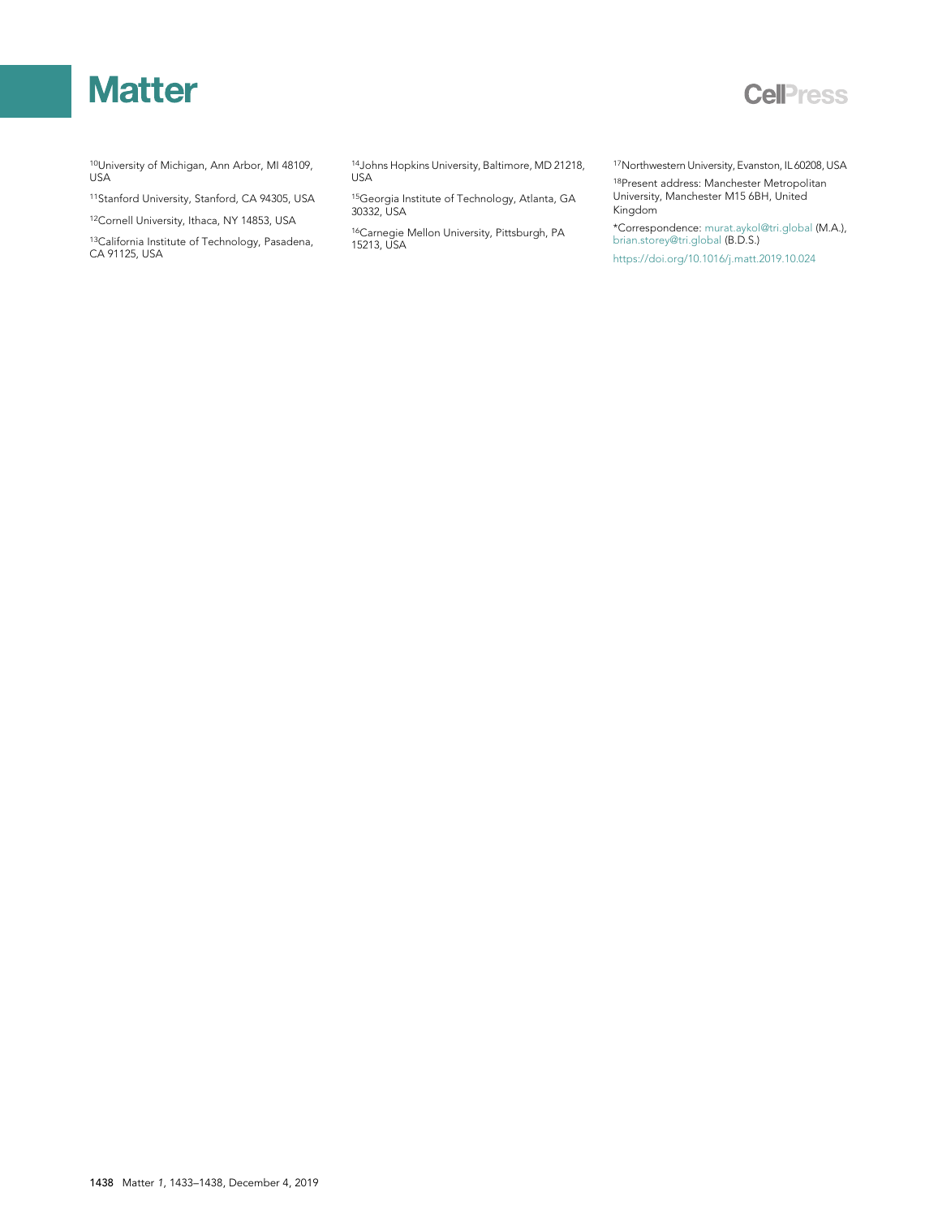[10]University of Michigan, Ann Arbor, MI 48109, USA

[11]Stanford University, Stanford, CA 94305, USA

[12]Cornell University, Ithaca, NY 14853, USA

[13]California Institute of Technology, Pasadena, CA 91125, USA

[14]Johns Hopkins University, Baltimore, MD 21218, USA

[15]Georgia Institute of Technology, Atlanta, GA 30332, USA

[16]Carnegie Mellon University, Pittsburgh, PA 15213, USA

[17]Northwestern University, Evanston, IL 60208, USA

[18]Present address: Manchester Metropolitan University, Manchester M15 6BH, United Kingdom

*Correspondence: murat.aykol@tri.global (M.A.), brian.storey@tri.global (B.D.S.)

https://doi.org/10.1016/j.matt.2019.10.024